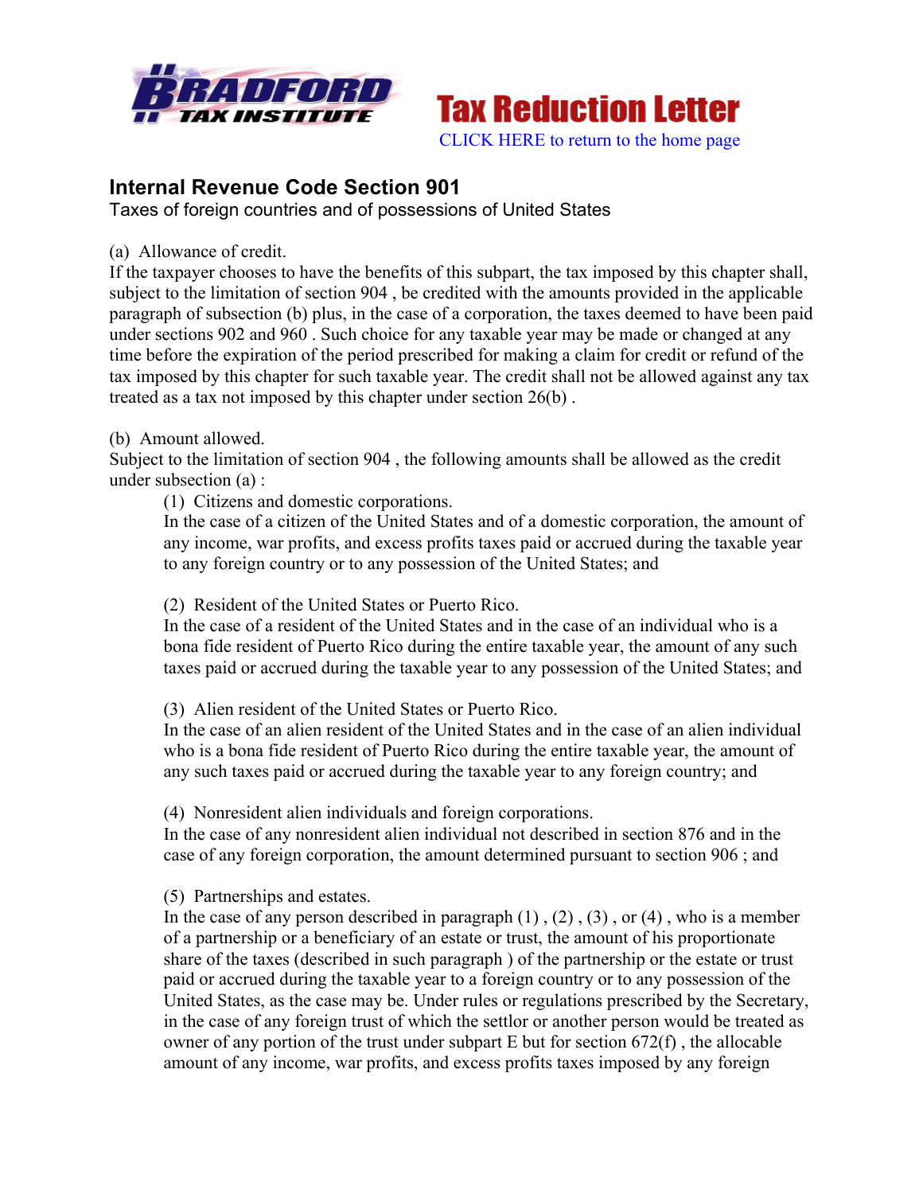**Tax Reduction Letter**

CLICK HERE to return to the home page

## Internal Revenue Code Section 901

Taxes of foreign countries and of possessions of United States

(a) Allowance of credit.

If the taxpayer chooses to have the benefits of this subpart, the tax imposed by this chapter shall, subject to the limitation of section 904 , be credited with the amounts provided in the applicable paragraph of subsection (b) plus, in the case of a corporation, the taxes deemed to have been paid under sections 902 and 960 . Such choice for any taxable year may be made or changed at any time before the expiration of the period prescribed for making a claim for credit or refund of the tax imposed by this chapter for such taxable year. The credit shall not be allowed against any tax treated as a tax not imposed by this chapter under section 26(b) .

(b) Amount allowed.

Subject to the limitation of section 904 , the following amounts shall be allowed as the credit under subsection (a) :

(1) Citizens and domestic corporations.

In the case of a citizen of the United States and of a domestic corporation, the amount of any income, war profits, and excess profits taxes paid or accrued during the taxable year to any foreign country or to any possession of the United States; and

(2) Resident of the United States or Puerto Rico.

In the case of a resident of the United States and in the case of an individual who is a bona fide resident of Puerto Rico during the entire taxable year, the amount of any such taxes paid or accrued during the taxable year to any possession of the United States; and

(3) Alien resident of the United States or Puerto Rico.

In the case of an alien resident of the United States and in the case of an alien individual who is a bona fide resident of Puerto Rico during the entire taxable year, the amount of any such taxes paid or accrued during the taxable year to any foreign country; and

(4) Nonresident alien individuals and foreign corporations.

In the case of any nonresident alien individual not described in section 876 and in the case of any foreign corporation, the amount determined pursuant to section 906 ; and

(5) Partnerships and estates.

In the case of any person described in paragraph (1) , (2) , (3) , or (4) , who is a member of a partnership or a beneficiary of an estate or trust, the amount of his proportionate share of the taxes (described in such paragraph ) of the partnership or the estate or trust paid or accrued during the taxable year to a foreign country or to any possession of the United States, as the case may be. Under rules or regulations prescribed by the Secretary, in the case of any foreign trust of which the settlor or another person would be treated as owner of any portion of the trust under subpart E but for section 672(f) , the allocable amount of any income, war profits, and excess profits taxes imposed by any foreign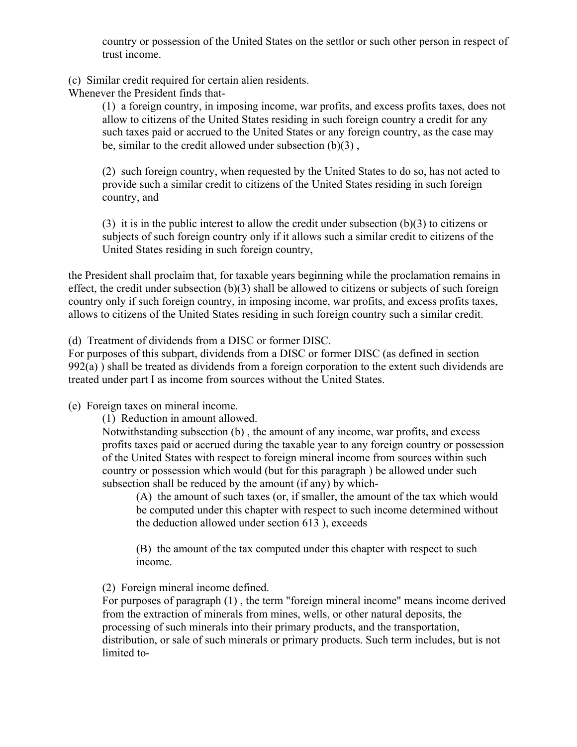country or possession of the United States on the settlor or such other person in respect of trust income.

(c) Similar credit required for certain alien residents.
Whenever the President finds that-

(1) a foreign country, in imposing income, war profits, and excess profits taxes, does not allow to citizens of the United States residing in such foreign country a credit for any such taxes paid or accrued to the United States or any foreign country, as the case may be, similar to the credit allowed under subsection (b)(3) ,

(2) such foreign country, when requested by the United States to do so, has not acted to provide such a similar credit to citizens of the United States residing in such foreign country, and

(3) it is in the public interest to allow the credit under subsection (b)(3) to citizens or subjects of such foreign country only if it allows such a similar credit to citizens of the United States residing in such foreign country,

the President shall proclaim that, for taxable years beginning while the proclamation remains in effect, the credit under subsection (b)(3) shall be allowed to citizens or subjects of such foreign country only if such foreign country, in imposing income, war profits, and excess profits taxes, allows to citizens of the United States residing in such foreign country such a similar credit.

(d) Treatment of dividends from a DISC or former DISC.
For purposes of this subpart, dividends from a DISC or former DISC (as defined in section 992(a) ) shall be treated as dividends from a foreign corporation to the extent such dividends are treated under part I as income from sources without the United States.

(e) Foreign taxes on mineral income.

(1) Reduction in amount allowed.
Notwithstanding subsection (b) , the amount of any income, war profits, and excess profits taxes paid or accrued during the taxable year to any foreign country or possession of the United States with respect to foreign mineral income from sources within such country or possession which would (but for this paragraph ) be allowed under such subsection shall be reduced by the amount (if any) by which-

(A) the amount of such taxes (or, if smaller, the amount of the tax which would be computed under this chapter with respect to such income determined without the deduction allowed under section 613 ), exceeds

(B) the amount of the tax computed under this chapter with respect to such income.

(2) Foreign mineral income defined.
For purposes of paragraph (1) , the term "foreign mineral income" means income derived from the extraction of minerals from mines, wells, or other natural deposits, the processing of such minerals into their primary products, and the transportation, distribution, or sale of such minerals or primary products. Such term includes, but is not limited to-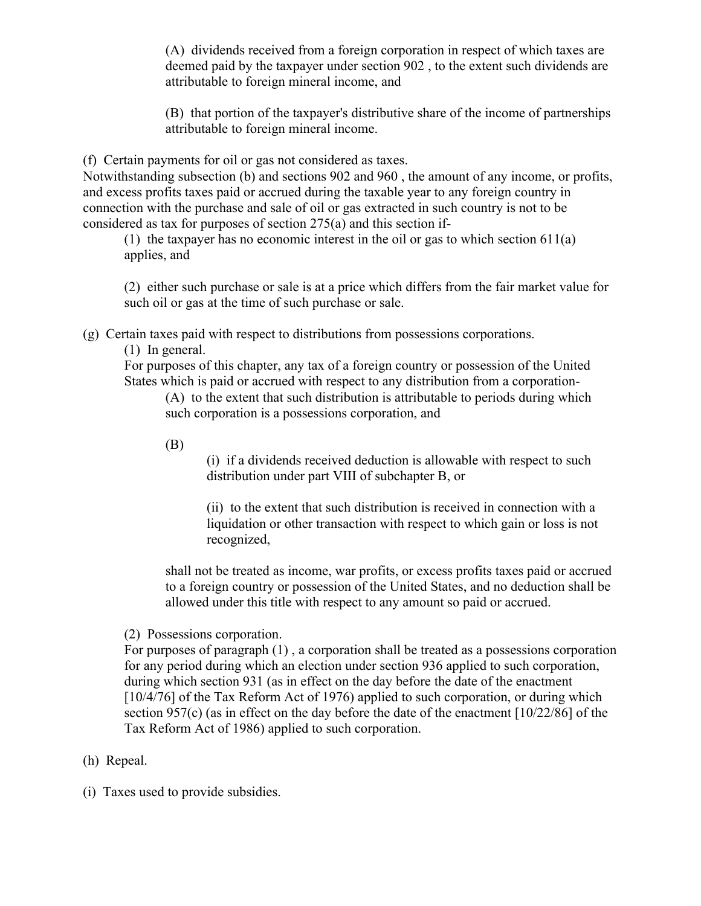(A) dividends received from a foreign corporation in respect of which taxes are deemed paid by the taxpayer under section 902 , to the extent such dividends are attributable to foreign mineral income, and

(B) that portion of the taxpayer's distributive share of the income of partnerships attributable to foreign mineral income.

(f) Certain payments for oil or gas not considered as taxes.

Notwithstanding subsection (b) and sections 902 and 960 , the amount of any income, or profits, and excess profits taxes paid or accrued during the taxable year to any foreign country in connection with the purchase and sale of oil or gas extracted in such country is not to be considered as tax for purposes of section 275(a) and this section if-

(1) the taxpayer has no economic interest in the oil or gas to which section 611(a) applies, and

(2) either such purchase or sale is at a price which differs from the fair market value for such oil or gas at the time of such purchase or sale.

(g) Certain taxes paid with respect to distributions from possessions corporations.

(1) In general.

For purposes of this chapter, any tax of a foreign country or possession of the United States which is paid or accrued with respect to any distribution from a corporation-

(A) to the extent that such distribution is attributable to periods during which such corporation is a possessions corporation, and

(B)

(i) if a dividends received deduction is allowable with respect to such distribution under part VIII of subchapter B, or

(ii) to the extent that such distribution is received in connection with a liquidation or other transaction with respect to which gain or loss is not recognized,

shall not be treated as income, war profits, or excess profits taxes paid or accrued to a foreign country or possession of the United States, and no deduction shall be allowed under this title with respect to any amount so paid or accrued.

(2) Possessions corporation.

For purposes of paragraph (1) , a corporation shall be treated as a possessions corporation for any period during which an election under section 936 applied to such corporation, during which section 931 (as in effect on the day before the date of the enactment [10/4/76] of the Tax Reform Act of 1976) applied to such corporation, or during which section 957(c) (as in effect on the day before the date of the enactment [10/22/86] of the Tax Reform Act of 1986) applied to such corporation.

(h) Repeal.

(i) Taxes used to provide subsidies.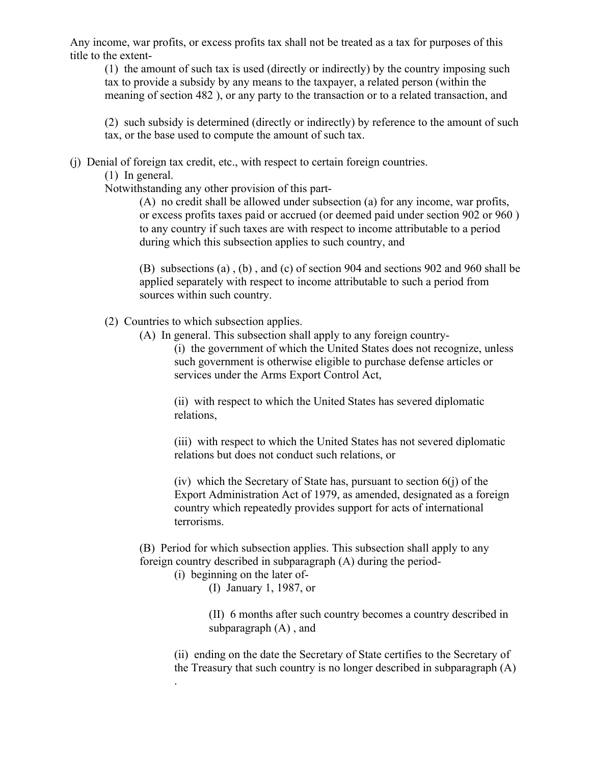Any income, war profits, or excess profits tax shall not be treated as a tax for purposes of this title to the extent-

(1) the amount of such tax is used (directly or indirectly) by the country imposing such tax to provide a subsidy by any means to the taxpayer, a related person (within the meaning of section 482 ), or any party to the transaction or to a related transaction, and

(2) such subsidy is determined (directly or indirectly) by reference to the amount of such tax, or the base used to compute the amount of such tax.

(j) Denial of foreign tax credit, etc., with respect to certain foreign countries.

(1) In general.

Notwithstanding any other provision of this part-

(A) no credit shall be allowed under subsection (a) for any income, war profits, or excess profits taxes paid or accrued (or deemed paid under section 902 or 960 ) to any country if such taxes are with respect to income attributable to a period during which this subsection applies to such country, and

(B) subsections (a) , (b) , and (c) of section 904 and sections 902 and 960 shall be applied separately with respect to income attributable to such a period from sources within such country.

(2) Countries to which subsection applies.

(A) In general. This subsection shall apply to any foreign country-

(i) the government of which the United States does not recognize, unless such government is otherwise eligible to purchase defense articles or services under the Arms Export Control Act,

(ii) with respect to which the United States has severed diplomatic relations,

(iii) with respect to which the United States has not severed diplomatic relations but does not conduct such relations, or

(iv) which the Secretary of State has, pursuant to section 6(j) of the Export Administration Act of 1979, as amended, designated as a foreign country which repeatedly provides support for acts of international terrorisms.

(B) Period for which subsection applies. This subsection shall apply to any foreign country described in subparagraph (A) during the period-

(i) beginning on the later of-

(I) January 1, 1987, or

(II) 6 months after such country becomes a country described in subparagraph (A) , and

(ii) ending on the date the Secretary of State certifies to the Secretary of the Treasury that such country is no longer described in subparagraph (A) .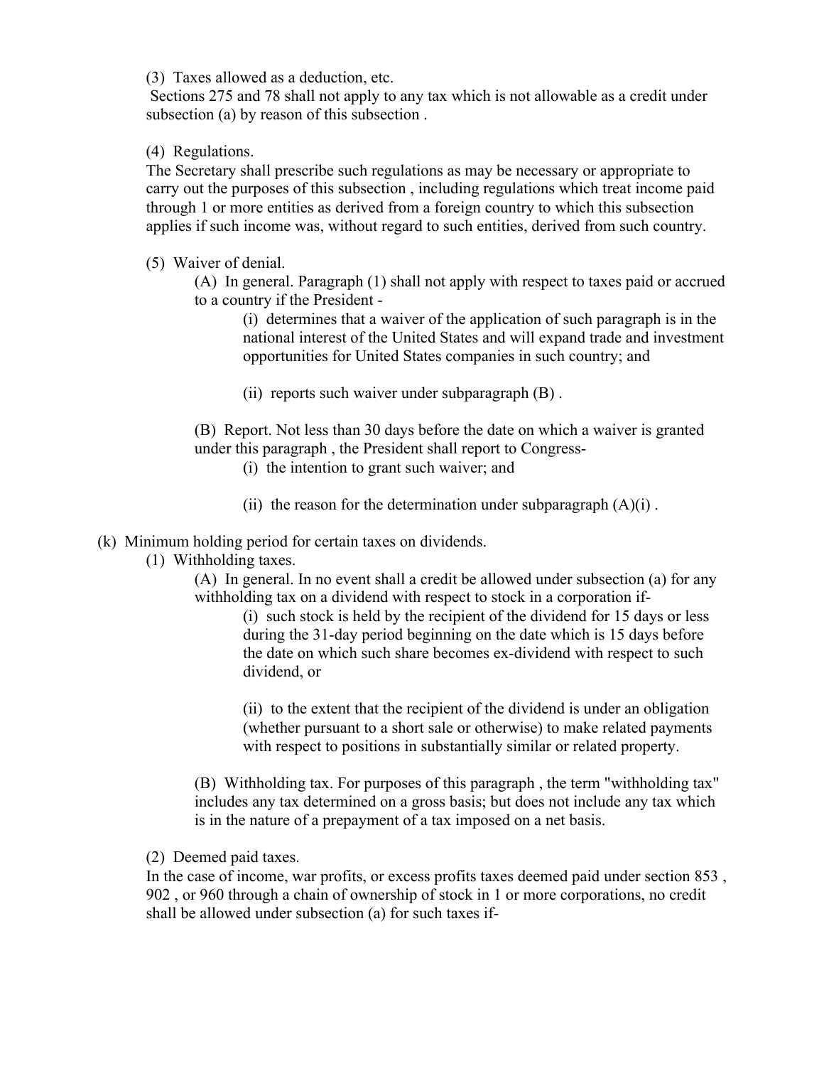(3) Taxes allowed as a deduction, etc.

Sections 275 and 78 shall not apply to any tax which is not allowable as a credit under subsection (a) by reason of this subsection .

(4) Regulations.

The Secretary shall prescribe such regulations as may be necessary or appropriate to carry out the purposes of this subsection , including regulations which treat income paid through 1 or more entities as derived from a foreign country to which this subsection applies if such income was, without regard to such entities, derived from such country.

(5) Waiver of denial.

(A) In general. Paragraph (1) shall not apply with respect to taxes paid or accrued to a country if the President -

(i) determines that a waiver of the application of such paragraph is in the national interest of the United States and will expand trade and investment opportunities for United States companies in such country; and

(ii) reports such waiver under subparagraph (B) .

(B) Report. Not less than 30 days before the date on which a waiver is granted under this paragraph , the President shall report to Congress-

(i) the intention to grant such waiver; and

(ii) the reason for the determination under subparagraph (A)(i) .

(k) Minimum holding period for certain taxes on dividends.

(1) Withholding taxes.

(A) In general. In no event shall a credit be allowed under subsection (a) for any withholding tax on a dividend with respect to stock in a corporation if-

(i) such stock is held by the recipient of the dividend for 15 days or less during the 31-day period beginning on the date which is 15 days before the date on which such share becomes ex-dividend with respect to such dividend, or

(ii) to the extent that the recipient of the dividend is under an obligation (whether pursuant to a short sale or otherwise) to make related payments with respect to positions in substantially similar or related property.

(B) Withholding tax. For purposes of this paragraph , the term "withholding tax" includes any tax determined on a gross basis; but does not include any tax which is in the nature of a prepayment of a tax imposed on a net basis.

(2) Deemed paid taxes.

In the case of income, war profits, or excess profits taxes deemed paid under section 853 , 902 , or 960 through a chain of ownership of stock in 1 or more corporations, no credit shall be allowed under subsection (a) for such taxes if-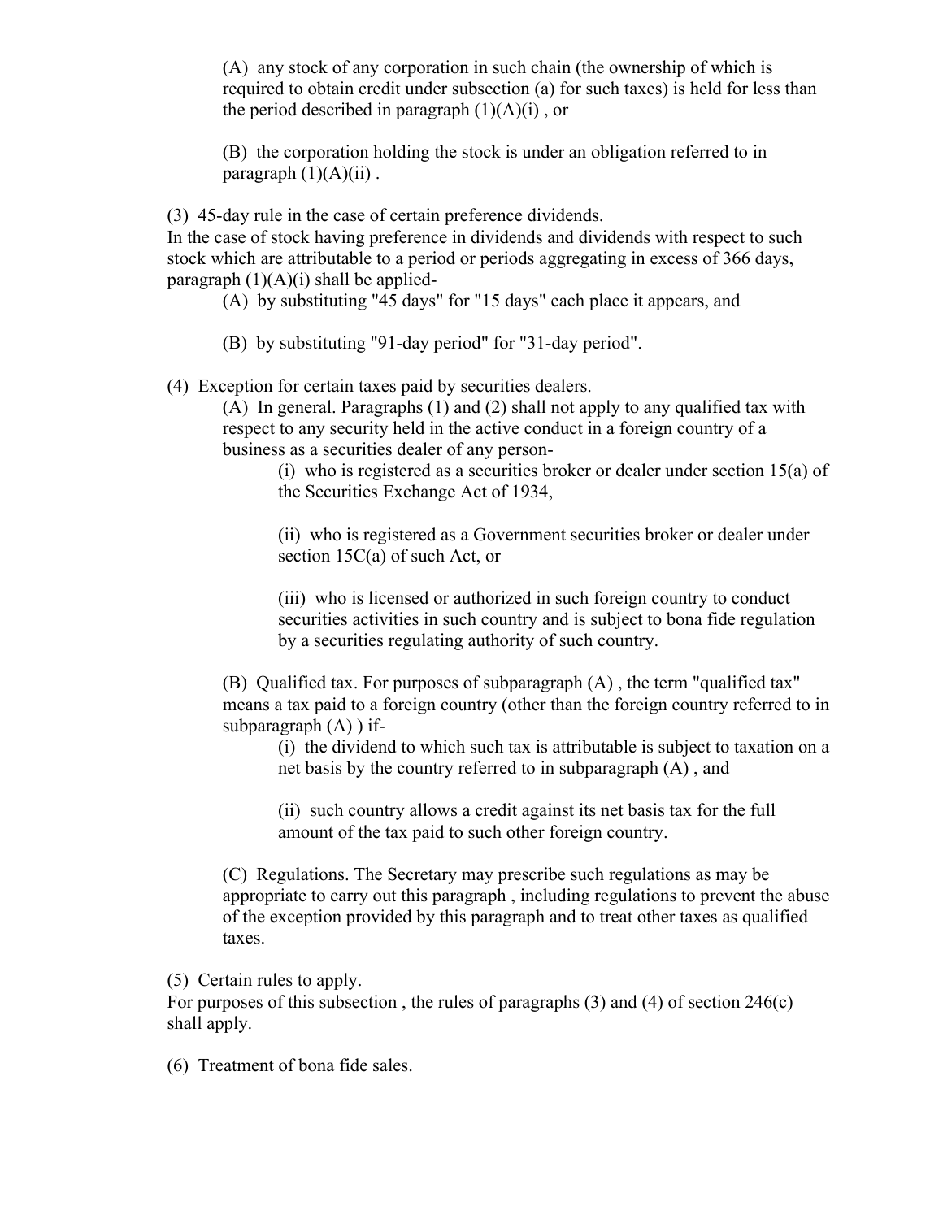(A) any stock of any corporation in such chain (the ownership of which is required to obtain credit under subsection (a) for such taxes) is held for less than the period described in paragraph (1)(A)(i) , or

(B) the corporation holding the stock is under an obligation referred to in paragraph (1)(A)(ii) .

(3) 45-day rule in the case of certain preference dividends.
In the case of stock having preference in dividends and dividends with respect to such stock which are attributable to a period or periods aggregating in excess of 366 days, paragraph (1)(A)(i) shall be applied-

(A) by substituting "45 days" for "15 days" each place it appears, and

(B) by substituting "91-day period" for "31-day period".

(4) Exception for certain taxes paid by securities dealers.

(A) In general. Paragraphs (1) and (2) shall not apply to any qualified tax with respect to any security held in the active conduct in a foreign country of a business as a securities dealer of any person-

(i) who is registered as a securities broker or dealer under section 15(a) of the Securities Exchange Act of 1934,

(ii) who is registered as a Government securities broker or dealer under section 15C(a) of such Act, or

(iii) who is licensed or authorized in such foreign country to conduct securities activities in such country and is subject to bona fide regulation by a securities regulating authority of such country.

(B) Qualified tax. For purposes of subparagraph (A) , the term "qualified tax" means a tax paid to a foreign country (other than the foreign country referred to in subparagraph (A) ) if-

(i) the dividend to which such tax is attributable is subject to taxation on a net basis by the country referred to in subparagraph (A) , and

(ii) such country allows a credit against its net basis tax for the full amount of the tax paid to such other foreign country.

(C) Regulations. The Secretary may prescribe such regulations as may be appropriate to carry out this paragraph , including regulations to prevent the abuse of the exception provided by this paragraph and to treat other taxes as qualified taxes.

(5) Certain rules to apply.
For purposes of this subsection , the rules of paragraphs (3) and (4) of section 246(c) shall apply.

(6) Treatment of bona fide sales.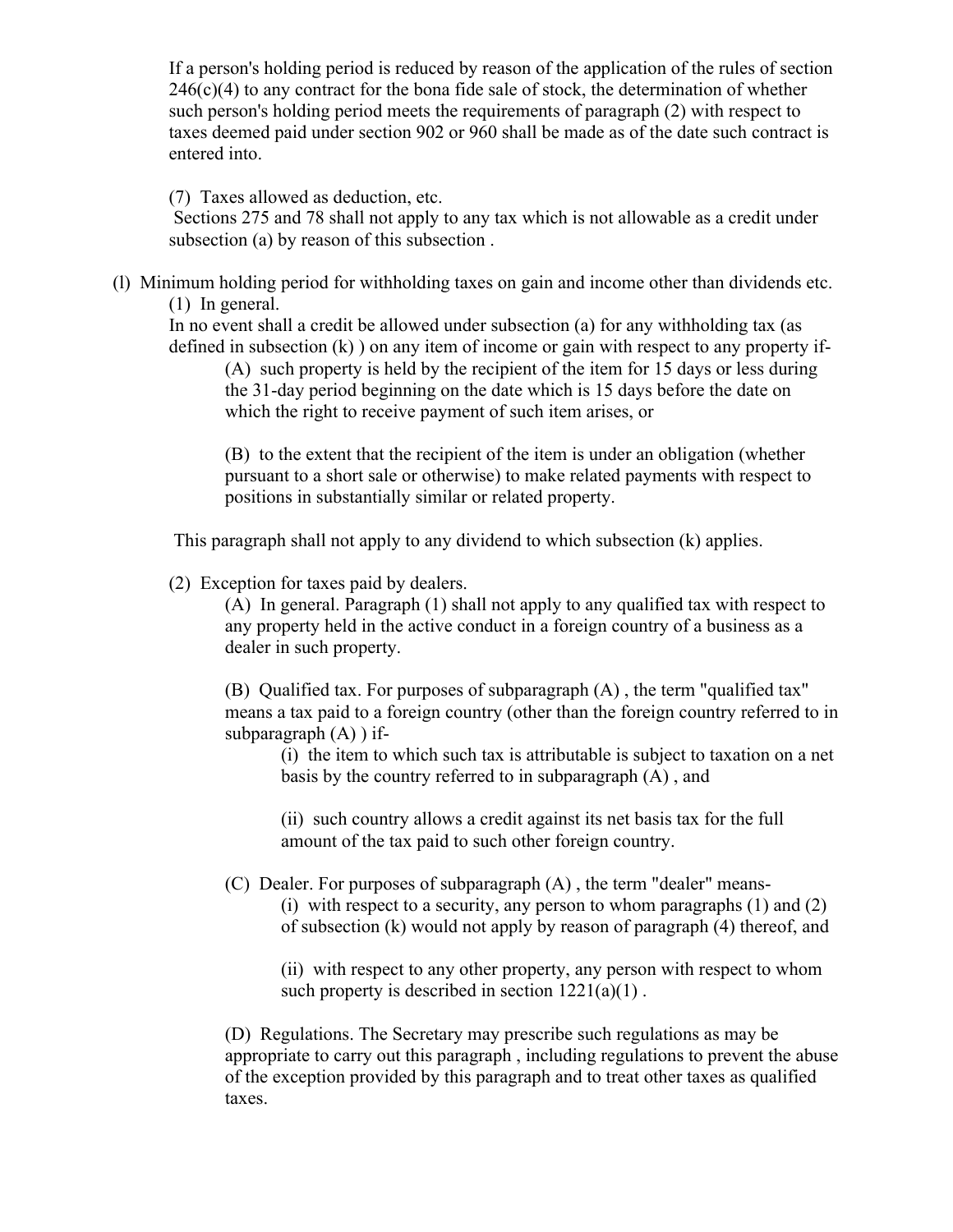If a person's holding period is reduced by reason of the application of the rules of section 246(c)(4) to any contract for the bona fide sale of stock, the determination of whether such person's holding period meets the requirements of paragraph (2) with respect to taxes deemed paid under section 902 or 960 shall be made as of the date such contract is entered into.

(7) Taxes allowed as deduction, etc.
Sections 275 and 78 shall not apply to any tax which is not allowable as a credit under subsection (a) by reason of this subsection .

(l) Minimum holding period for withholding taxes on gain and income other than dividends etc.

(1) In general.
In no event shall a credit be allowed under subsection (a) for any withholding tax (as defined in subsection (k) ) on any item of income or gain with respect to any property if-

(A) such property is held by the recipient of the item for 15 days or less during the 31-day period beginning on the date which is 15 days before the date on which the right to receive payment of such item arises, or

(B) to the extent that the recipient of the item is under an obligation (whether pursuant to a short sale or otherwise) to make related payments with respect to positions in substantially similar or related property.

This paragraph shall not apply to any dividend to which subsection (k) applies.

(2) Exception for taxes paid by dealers.

(A) In general. Paragraph (1) shall not apply to any qualified tax with respect to any property held in the active conduct in a foreign country of a business as a dealer in such property.

(B) Qualified tax. For purposes of subparagraph (A) , the term "qualified tax" means a tax paid to a foreign country (other than the foreign country referred to in subparagraph (A) ) if-

(i) the item to which such tax is attributable is subject to taxation on a net basis by the country referred to in subparagraph (A) , and

(ii) such country allows a credit against its net basis tax for the full amount of the tax paid to such other foreign country.

(C) Dealer. For purposes of subparagraph (A) , the term "dealer" means-

(i) with respect to a security, any person to whom paragraphs (1) and (2) of subsection (k) would not apply by reason of paragraph (4) thereof, and

(ii) with respect to any other property, any person with respect to whom such property is described in section 1221(a)(1) .

(D) Regulations. The Secretary may prescribe such regulations as may be appropriate to carry out this paragraph , including regulations to prevent the abuse of the exception provided by this paragraph and to treat other taxes as qualified taxes.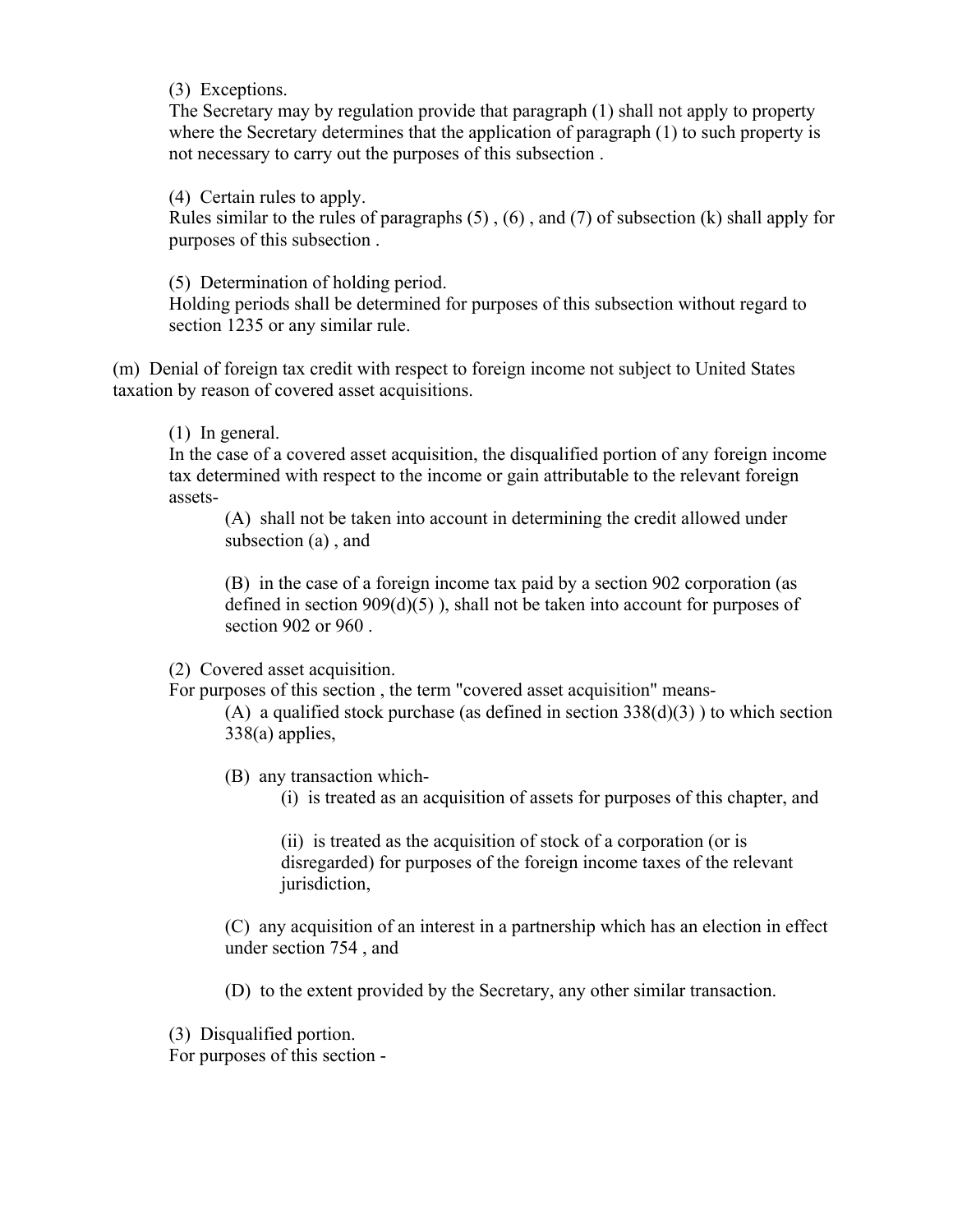(3) Exceptions.
The Secretary may by regulation provide that paragraph (1) shall not apply to property where the Secretary determines that the application of paragraph (1) to such property is not necessary to carry out the purposes of this subsection .

(4) Certain rules to apply.
Rules similar to the rules of paragraphs (5) , (6) , and (7) of subsection (k) shall apply for purposes of this subsection .

(5) Determination of holding period.
Holding periods shall be determined for purposes of this subsection without regard to section 1235 or any similar rule.

(m) Denial of foreign tax credit with respect to foreign income not subject to United States taxation by reason of covered asset acquisitions.

(1) In general.
In the case of a covered asset acquisition, the disqualified portion of any foreign income tax determined with respect to the income or gain attributable to the relevant foreign assets-

(A) shall not be taken into account in determining the credit allowed under subsection (a) , and

(B) in the case of a foreign income tax paid by a section 902 corporation (as defined in section 909(d)(5) ), shall not be taken into account for purposes of section 902 or 960 .

(2) Covered asset acquisition.
For purposes of this section , the term "covered asset acquisition" means-

(A) a qualified stock purchase (as defined in section 338(d)(3) ) to which section 338(a) applies,

(B) any transaction which-

(i) is treated as an acquisition of assets for purposes of this chapter, and

(ii) is treated as the acquisition of stock of a corporation (or is disregarded) for purposes of the foreign income taxes of the relevant jurisdiction,

(C) any acquisition of an interest in a partnership which has an election in effect under section 754 , and

(D) to the extent provided by the Secretary, any other similar transaction.

(3) Disqualified portion.
For purposes of this section -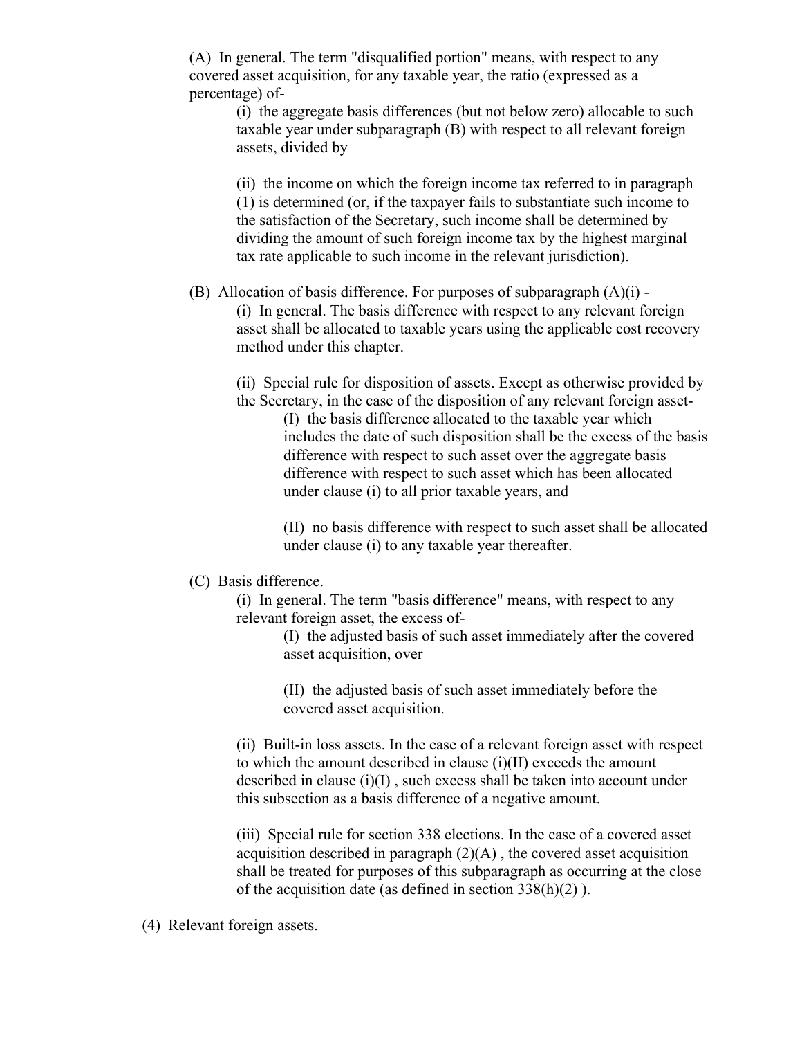(A) In general. The term "disqualified portion" means, with respect to any covered asset acquisition, for any taxable year, the ratio (expressed as a percentage) of-

(i) the aggregate basis differences (but not below zero) allocable to such taxable year under subparagraph (B) with respect to all relevant foreign assets, divided by

(ii) the income on which the foreign income tax referred to in paragraph (1) is determined (or, if the taxpayer fails to substantiate such income to the satisfaction of the Secretary, such income shall be determined by dividing the amount of such foreign income tax by the highest marginal tax rate applicable to such income in the relevant jurisdiction).

(B) Allocation of basis difference. For purposes of subparagraph (A)(i) -

(i) In general. The basis difference with respect to any relevant foreign asset shall be allocated to taxable years using the applicable cost recovery method under this chapter.

(ii) Special rule for disposition of assets. Except as otherwise provided by the Secretary, in the case of the disposition of any relevant foreign asset-

(I) the basis difference allocated to the taxable year which includes the date of such disposition shall be the excess of the basis difference with respect to such asset over the aggregate basis difference with respect to such asset which has been allocated under clause (i) to all prior taxable years, and

(II) no basis difference with respect to such asset shall be allocated under clause (i) to any taxable year thereafter.

(C) Basis difference.

(i) In general. The term "basis difference" means, with respect to any relevant foreign asset, the excess of-

(I) the adjusted basis of such asset immediately after the covered asset acquisition, over

(II) the adjusted basis of such asset immediately before the covered asset acquisition.

(ii) Built-in loss assets. In the case of a relevant foreign asset with respect to which the amount described in clause (i)(II) exceeds the amount described in clause (i)(I) , such excess shall be taken into account under this subsection as a basis difference of a negative amount.

(iii) Special rule for section 338 elections. In the case of a covered asset acquisition described in paragraph (2)(A) , the covered asset acquisition shall be treated for purposes of this subparagraph as occurring at the close of the acquisition date (as defined in section 338(h)(2) ).

(4) Relevant foreign assets.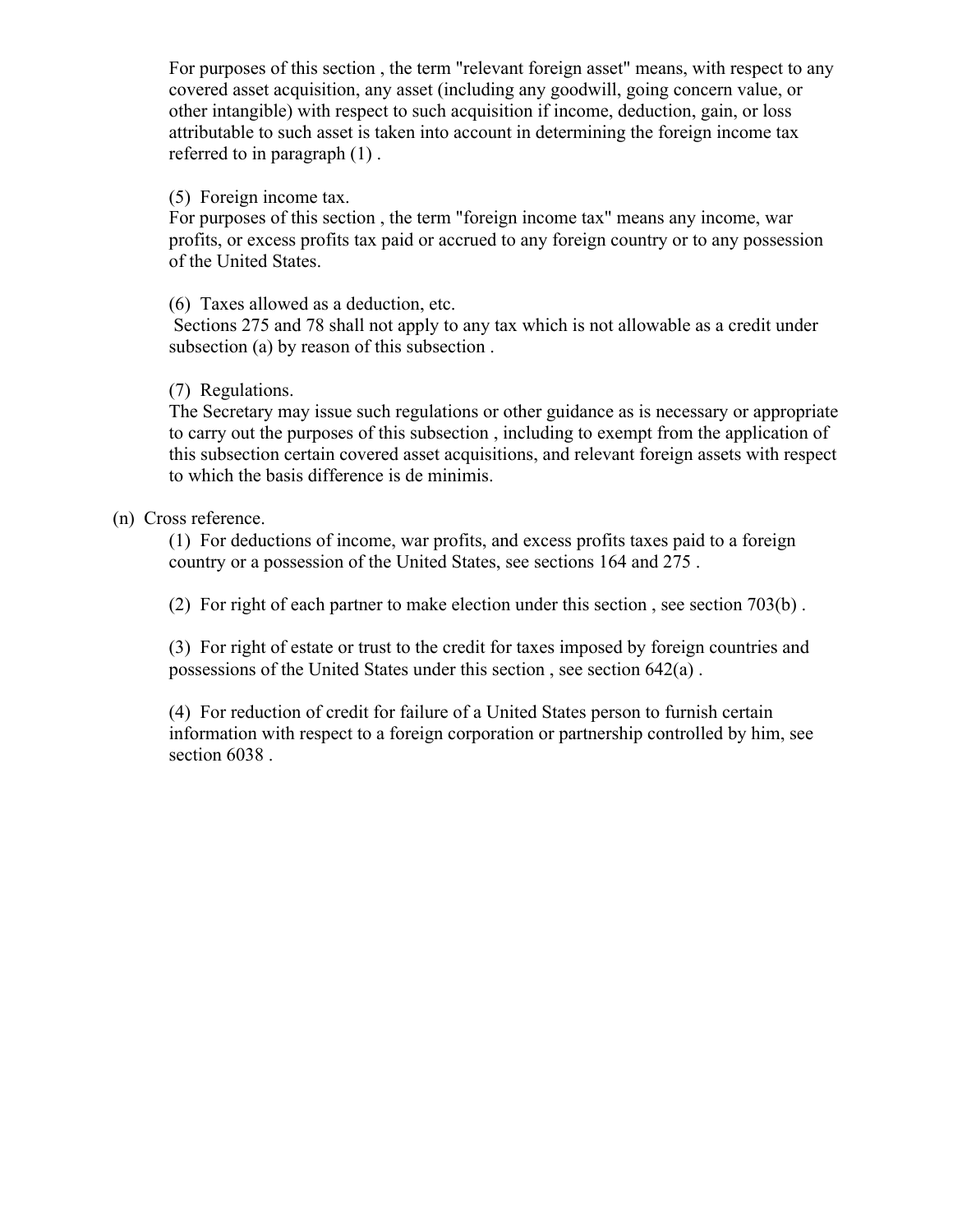For purposes of this section , the term "relevant foreign asset" means, with respect to any covered asset acquisition, any asset (including any goodwill, going concern value, or other intangible) with respect to such acquisition if income, deduction, gain, or loss attributable to such asset is taken into account in determining the foreign income tax referred to in paragraph (1) .

(5) Foreign income tax.
For purposes of this section , the term "foreign income tax" means any income, war profits, or excess profits tax paid or accrued to any foreign country or to any possession of the United States.

(6) Taxes allowed as a deduction, etc.
Sections 275 and 78 shall not apply to any tax which is not allowable as a credit under subsection (a) by reason of this subsection .

(7) Regulations.
The Secretary may issue such regulations or other guidance as is necessary or appropriate to carry out the purposes of this subsection , including to exempt from the application of this subsection certain covered asset acquisitions, and relevant foreign assets with respect to which the basis difference is de minimis.

(n) Cross reference.

(1) For deductions of income, war profits, and excess profits taxes paid to a foreign country or a possession of the United States, see sections 164 and 275 .

(2) For right of each partner to make election under this section , see section 703(b) .

(3) For right of estate or trust to the credit for taxes imposed by foreign countries and possessions of the United States under this section , see section 642(a) .

(4) For reduction of credit for failure of a United States person to furnish certain information with respect to a foreign corporation or partnership controlled by him, see section 6038 .